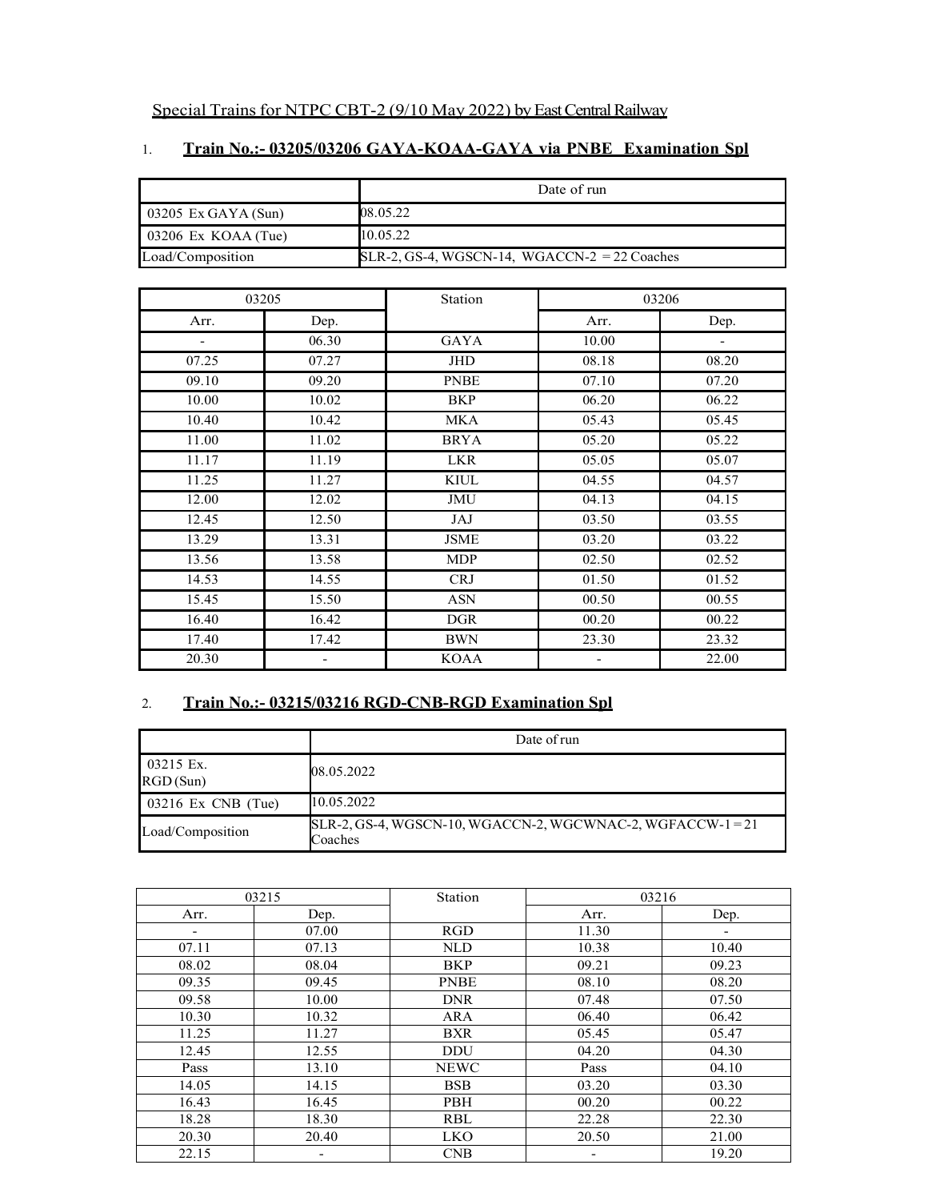Special Trains for NTPC CBT-2 (9/10 May 2022) by East Central Railway

## 1. **Train No.:- 03205/03206 GAYA-KOAA-GAYA via PNBE Examination Spl**

| | Date of run |
|---|---|
| 03205 Ex GAYA (Sun) | 08.05.22 |
| 03206 Ex KOAA (Tue) | 10.05.22 |
| Load/Composition | SLR-2, GS-4, WGSCN-14, WGACCN-2 = 22 Coaches |

| 03205 | | Station | 03206 | |
|---|---|---|---|---|
| Arr. | Dep. | | Arr. | Dep. |
| - | 06.30 | GAYA | 10.00 | - |
| 07.25 | 07.27 | JHD | 08.18 | 08.20 |
| 09.10 | 09.20 | PNBE | 07.10 | 07.20 |
| 10.00 | 10.02 | BKP | 06.20 | 06.22 |
| 10.40 | 10.42 | MKA | 05.43 | 05.45 |
| 11.00 | 11.02 | BRYA | 05.20 | 05.22 |
| 11.17 | 11.19 | LKR | 05.05 | 05.07 |
| 11.25 | 11.27 | KIUL | 04.55 | 04.57 |
| 12.00 | 12.02 | JMU | 04.13 | 04.15 |
| 12.45 | 12.50 | JAJ | 03.50 | 03.55 |
| 13.29 | 13.31 | JSME | 03.20 | 03.22 |
| 13.56 | 13.58 | MDP | 02.50 | 02.52 |
| 14.53 | 14.55 | CRJ | 01.50 | 01.52 |
| 15.45 | 15.50 | ASN | 00.50 | 00.55 |
| 16.40 | 16.42 | DGR | 00.20 | 00.22 |
| 17.40 | 17.42 | BWN | 23.30 | 23.32 |
| 20.30 | - | KOAA | - | 22.00 |

## 2. **Train No.:- 03215/03216 RGD-CNB-RGD Examination Spl**

| | Date of run |
|---|---|
| 03215 Ex. RGD (Sun) | 08.05.2022 |
| 03216 Ex CNB (Tue) | 10.05.2022 |
| Load/Composition | SLR-2, GS-4, WGSCN-10, WGACCN-2, WGCWNAC-2, WGFACCW-1 = 21 Coaches |

| 03215 | | Station | 03216 | |
|---|---|---|---|---|
| Arr. | Dep. | | Arr. | Dep. |
| - | 07.00 | RGD | 11.30 | - |
| 07.11 | 07.13 | NLD | 10.38 | 10.40 |
| 08.02 | 08.04 | BKP | 09.21 | 09.23 |
| 09.35 | 09.45 | PNBE | 08.10 | 08.20 |
| 09.58 | 10.00 | DNR | 07.48 | 07.50 |
| 10.30 | 10.32 | ARA | 06.40 | 06.42 |
| 11.25 | 11.27 | BXR | 05.45 | 05.47 |
| 12.45 | 12.55 | DDU | 04.20 | 04.30 |
| Pass | 13.10 | NEWC | Pass | 04.10 |
| 14.05 | 14.15 | BSB | 03.20 | 03.30 |
| 16.43 | 16.45 | PBH | 00.20 | 00.22 |
| 18.28 | 18.30 | RBL | 22.28 | 22.30 |
| 20.30 | 20.40 | LKO | 20.50 | 21.00 |
| 22.15 | - | CNB | - | 19.20 |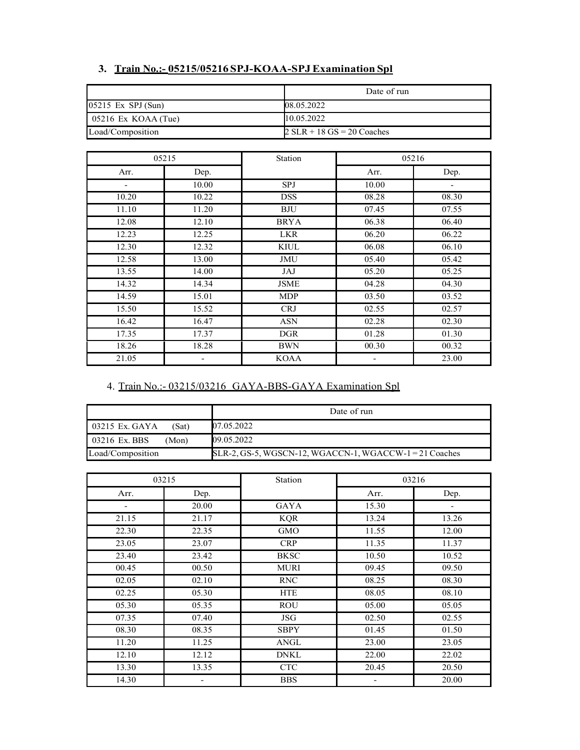### 3. Train No.:- 05215/05216 SPJ-KOAA-SPJ Examination Spl

| | Date of run |
|---|---|
| 05215 Ex SPJ (Sun) | 08.05.2022 |
| 05216 Ex KOAA (Tue) | 10.05.2022 |
| Load/Composition | 2 SLR + 18 GS = 20 Coaches |

| 05215 | | Station | 05216 | |
|---|---|---|---|---|
| Arr. | Dep. | | Arr. | Dep. |
| - | 10.00 | SPJ | 10.00 | - |
| 10.20 | 10.22 | DSS | 08.28 | 08.30 |
| 11.10 | 11.20 | BJU | 07.45 | 07.55 |
| 12.08 | 12.10 | BRYA | 06.38 | 06.40 |
| 12.23 | 12.25 | LKR | 06.20 | 06.22 |
| 12.30 | 12.32 | KIUL | 06.08 | 06.10 |
| 12.58 | 13.00 | JMU | 05.40 | 05.42 |
| 13.55 | 14.00 | JAJ | 05.20 | 05.25 |
| 14.32 | 14.34 | JSME | 04.28 | 04.30 |
| 14.59 | 15.01 | MDP | 03.50 | 03.52 |
| 15.50 | 15.52 | CRJ | 02.55 | 02.57 |
| 16.42 | 16.47 | ASN | 02.28 | 02.30 |
| 17.35 | 17.37 | DGR | 01.28 | 01.30 |
| 18.26 | 18.28 | BWN | 00.30 | 00.32 |
| 21.05 | - | KOAA | - | 23.00 |

### 4. Train No.:- 03215/03216 GAYA-BBS-GAYA Examination Spl

| | Date of run |
|---|---|
| 03215 Ex. GAYA (Sat) | 07.05.2022 |
| 03216 Ex. BBS (Mon) | 09.05.2022 |
| Load/Composition | SLR-2, GS-5, WGSCN-12, WGACCN-1, WGACCW-1 = 21 Coaches |

| 03215 | | Station | 03216 | |
|---|---|---|---|---|
| Arr. | Dep. | | Arr. | Dep. |
| - | 20.00 | GAYA | 15.30 | - |
| 21.15 | 21.17 | KQR | 13.24 | 13.26 |
| 22.30 | 22.35 | GMO | 11.55 | 12.00 |
| 23.05 | 23.07 | CRP | 11.35 | 11.37 |
| 23.40 | 23.42 | BKSC | 10.50 | 10.52 |
| 00.45 | 00.50 | MURI | 09.45 | 09.50 |
| 02.05 | 02.10 | RNC | 08.25 | 08.30 |
| 02.25 | 05.30 | HTE | 08.05 | 08.10 |
| 05.30 | 05.35 | ROU | 05.00 | 05.05 |
| 07.35 | 07.40 | JSG | 02.50 | 02.55 |
| 08.30 | 08.35 | SBPY | 01.45 | 01.50 |
| 11.20 | 11.25 | ANGL | 23.00 | 23.05 |
| 12.10 | 12.12 | DNKL | 22.00 | 22.02 |
| 13.30 | 13.35 | CTC | 20.45 | 20.50 |
| 14.30 | - | BBS | - | 20.00 |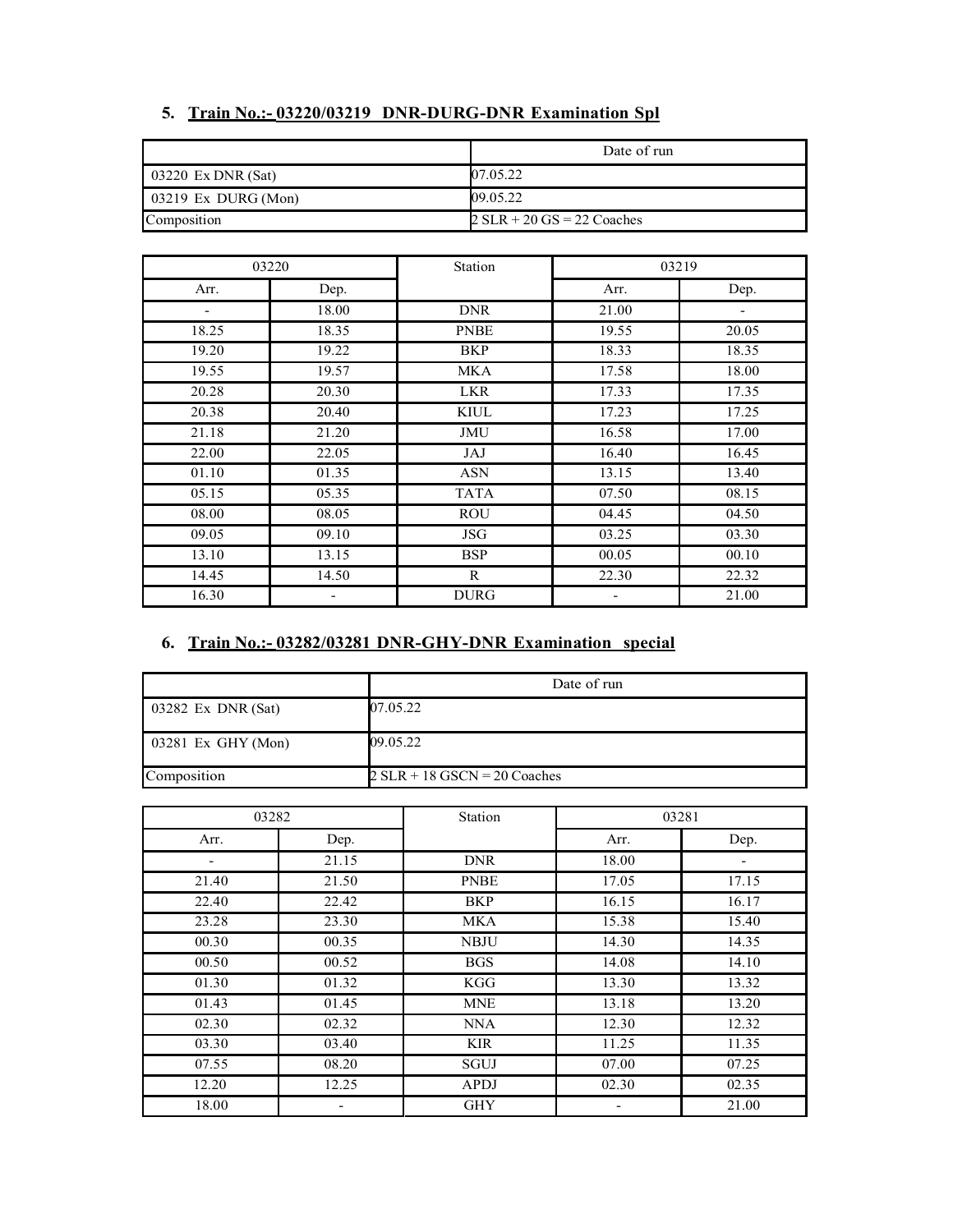### 5. Train No.:- 03220/03219 DNR-DURG-DNR Examination Spl

| | Date of run |
|---|---|
| 03220 Ex DNR (Sat) | 07.05.22 |
| 03219 Ex DURG (Mon) | 09.05.22 |
| Composition | 2 SLR + 20 GS = 22 Coaches |

| 03220 | | Station | 03219 | |
|---|---|---|---|---|
| Arr. | Dep. | | Arr. | Dep. |
| - | 18.00 | DNR | 21.00 | - |
| 18.25 | 18.35 | PNBE | 19.55 | 20.05 |
| 19.20 | 19.22 | BKP | 18.33 | 18.35 |
| 19.55 | 19.57 | MKA | 17.58 | 18.00 |
| 20.28 | 20.30 | LKR | 17.33 | 17.35 |
| 20.38 | 20.40 | KIUL | 17.23 | 17.25 |
| 21.18 | 21.20 | JMU | 16.58 | 17.00 |
| 22.00 | 22.05 | JAJ | 16.40 | 16.45 |
| 01.10 | 01.35 | ASN | 13.15 | 13.40 |
| 05.15 | 05.35 | TATA | 07.50 | 08.15 |
| 08.00 | 08.05 | ROU | 04.45 | 04.50 |
| 09.05 | 09.10 | JSG | 03.25 | 03.30 |
| 13.10 | 13.15 | BSP | 00.05 | 00.10 |
| 14.45 | 14.50 | R | 22.30 | 22.32 |
| 16.30 | - | DURG | - | 21.00 |

### 6. Train No.:- 03282/03281 DNR-GHY-DNR Examination special

| | Date of run |
|---|---|
| 03282 Ex DNR (Sat) | 07.05.22 |
| 03281 Ex GHY (Mon) | 09.05.22 |
| Composition | 2 SLR + 18 GSCN = 20 Coaches |

| 03282 | | Station | 03281 | |
|---|---|---|---|---|
| Arr. | Dep. | | Arr. | Dep. |
| - | 21.15 | DNR | 18.00 | - |
| 21.40 | 21.50 | PNBE | 17.05 | 17.15 |
| 22.40 | 22.42 | BKP | 16.15 | 16.17 |
| 23.28 | 23.30 | MKA | 15.38 | 15.40 |
| 00.30 | 00.35 | NBJU | 14.30 | 14.35 |
| 00.50 | 00.52 | BGS | 14.08 | 14.10 |
| 01.30 | 01.32 | KGG | 13.30 | 13.32 |
| 01.43 | 01.45 | MNE | 13.18 | 13.20 |
| 02.30 | 02.32 | NNA | 12.30 | 12.32 |
| 03.30 | 03.40 | KIR | 11.25 | 11.35 |
| 07.55 | 08.20 | SGUJ | 07.00 | 07.25 |
| 12.20 | 12.25 | APDJ | 02.30 | 02.35 |
| 18.00 | - | GHY | - | 21.00 |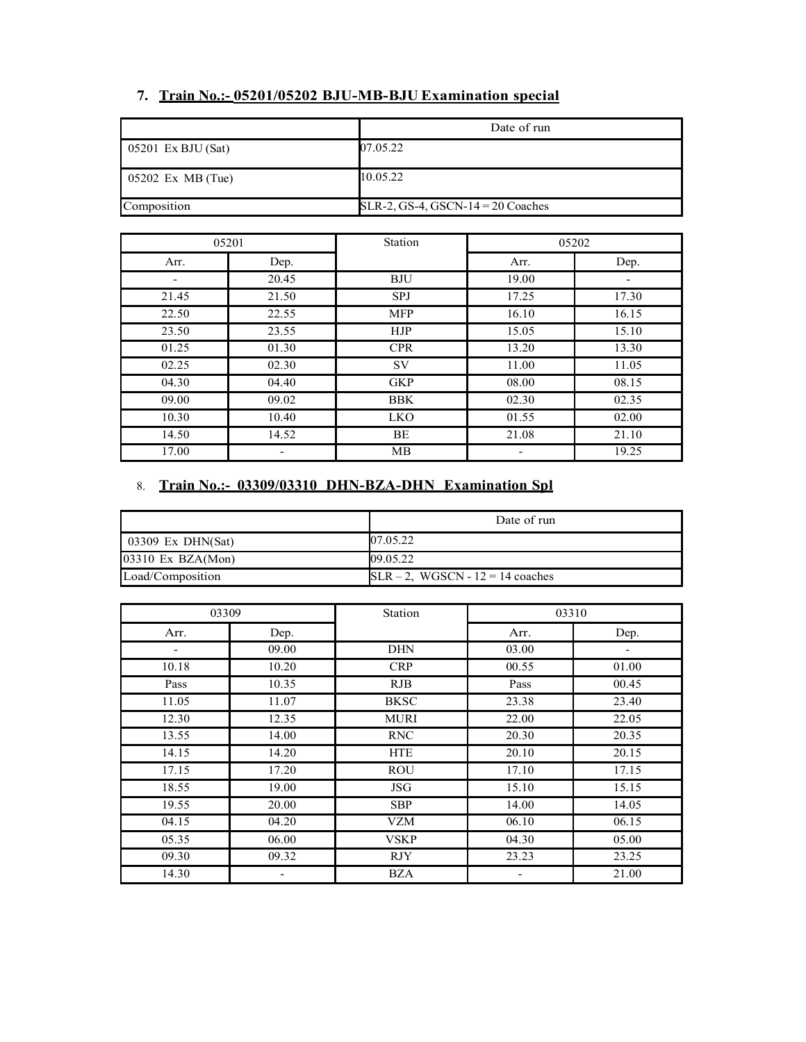## 7. Train No.:- 05201/05202 BJU-MB-BJU Examination special

| | Date of run |
|---|---|
| 05201 Ex BJU (Sat) | 07.05.22 |
| 05202 Ex MB (Tue) | 10.05.22 |
| Composition | SLR-2, GS-4, GSCN-14 = 20 Coaches |

| 05201 | | Station | 05202 | |
|---|---|---|---|---|
| Arr. | Dep. | | Arr. | Dep. |
| - | 20.45 | BJU | 19.00 | - |
| 21.45 | 21.50 | SPJ | 17.25 | 17.30 |
| 22.50 | 22.55 | MFP | 16.10 | 16.15 |
| 23.50 | 23.55 | HJP | 15.05 | 15.10 |
| 01.25 | 01.30 | CPR | 13.20 | 13.30 |
| 02.25 | 02.30 | SV | 11.00 | 11.05 |
| 04.30 | 04.40 | GKP | 08.00 | 08.15 |
| 09.00 | 09.02 | BBK | 02.30 | 02.35 |
| 10.30 | 10.40 | LKO | 01.55 | 02.00 |
| 14.50 | 14.52 | BE | 21.08 | 21.10 |
| 17.00 | - | MB | - | 19.25 |

## 8. Train No.:- 03309/03310 DHN-BZA-DHN Examination Spl

| | Date of run |
|---|---|
| 03309 Ex DHN(Sat) | 07.05.22 |
| 03310 Ex BZA(Mon) | 09.05.22 |
| Load/Composition | SLR – 2, WGSCN - 12 = 14 coaches |

| 03309 | | Station | 03310 | |
|---|---|---|---|---|
| Arr. | Dep. | | Arr. | Dep. |
| - | 09.00 | DHN | 03.00 | - |
| 10.18 | 10.20 | CRP | 00.55 | 01.00 |
| Pass | 10.35 | RJB | Pass | 00.45 |
| 11.05 | 11.07 | BKSC | 23.38 | 23.40 |
| 12.30 | 12.35 | MURI | 22.00 | 22.05 |
| 13.55 | 14.00 | RNC | 20.30 | 20.35 |
| 14.15 | 14.20 | HTE | 20.10 | 20.15 |
| 17.15 | 17.20 | ROU | 17.10 | 17.15 |
| 18.55 | 19.00 | JSG | 15.10 | 15.15 |
| 19.55 | 20.00 | SBP | 14.00 | 14.05 |
| 04.15 | 04.20 | VZM | 06.10 | 06.15 |
| 05.35 | 06.00 | VSKP | 04.30 | 05.00 |
| 09.30 | 09.32 | RJY | 23.23 | 23.25 |
| 14.30 | - | BZA | - | 21.00 |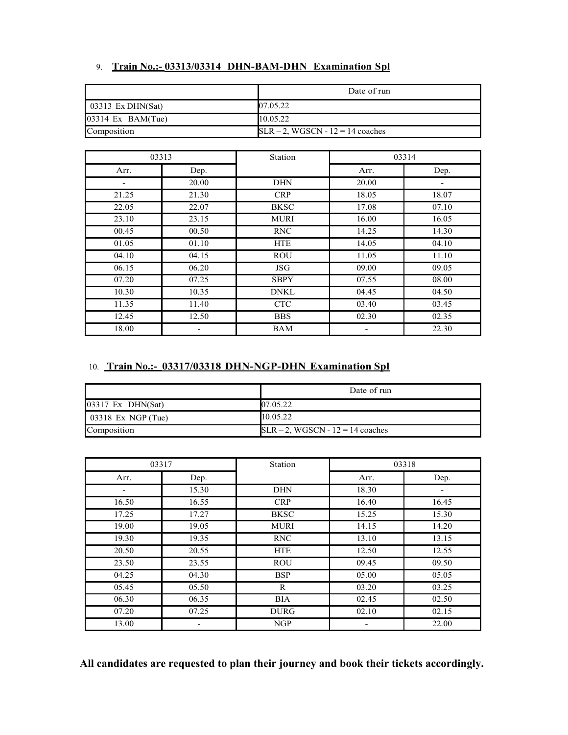9. **Train No.:- 03313/03314 DHN-BAM-DHN Examination Spl**

| | Date of run |
|---|---|
| 03313 Ex DHN(Sat) | 07.05.22 |
| 03314 Ex BAM(Tue) | 10.05.22 |
| Composition | SLR – 2, WGSCN - 12 = 14 coaches |

| 03313 | | Station | 03314 | |
|---|---|---|---|---|
| Arr. | Dep. | | Arr. | Dep. |
| - | 20.00 | DHN | 20.00 | - |
| 21.25 | 21.30 | CRP | 18.05 | 18.07 |
| 22.05 | 22.07 | BKSC | 17.08 | 07.10 |
| 23.10 | 23.15 | MURI | 16.00 | 16.05 |
| 00.45 | 00.50 | RNC | 14.25 | 14.30 |
| 01.05 | 01.10 | HTE | 14.05 | 04.10 |
| 04.10 | 04.15 | ROU | 11.05 | 11.10 |
| 06.15 | 06.20 | JSG | 09.00 | 09.05 |
| 07.20 | 07.25 | SBPY | 07.55 | 08.00 |
| 10.30 | 10.35 | DNKL | 04.45 | 04.50 |
| 11.35 | 11.40 | CTC | 03.40 | 03.45 |
| 12.45 | 12.50 | BBS | 02.30 | 02.35 |
| 18.00 | - | BAM | - | 22.30 |

10. **Train No.:- 03317/03318 DHN-NGP-DHN Examination Spl**

| | Date of run |
|---|---|
| 03317 Ex DHN(Sat) | 07.05.22 |
| 03318 Ex NGP (Tue) | 10.05.22 |
| Composition | SLR – 2, WGSCN - 12 = 14 coaches |

| 03317 | | Station | 03318 | |
|---|---|---|---|---|
| Arr. | Dep. | | Arr. | Dep. |
| - | 15.30 | DHN | 18.30 | - |
| 16.50 | 16.55 | CRP | 16.40 | 16.45 |
| 17.25 | 17.27 | BKSC | 15.25 | 15.30 |
| 19.00 | 19.05 | MURI | 14.15 | 14.20 |
| 19.30 | 19.35 | RNC | 13.10 | 13.15 |
| 20.50 | 20.55 | HTE | 12.50 | 12.55 |
| 23.50 | 23.55 | ROU | 09.45 | 09.50 |
| 04.25 | 04.30 | BSP | 05.00 | 05.05 |
| 05.45 | 05.50 | R | 03.20 | 03.25 |
| 06.30 | 06.35 | BIA | 02.45 | 02.50 |
| 07.20 | 07.25 | DURG | 02.10 | 02.15 |
| 13.00 | - | NGP | - | 22.00 |

**All candidates are requested to plan their journey and book their tickets accordingly.**